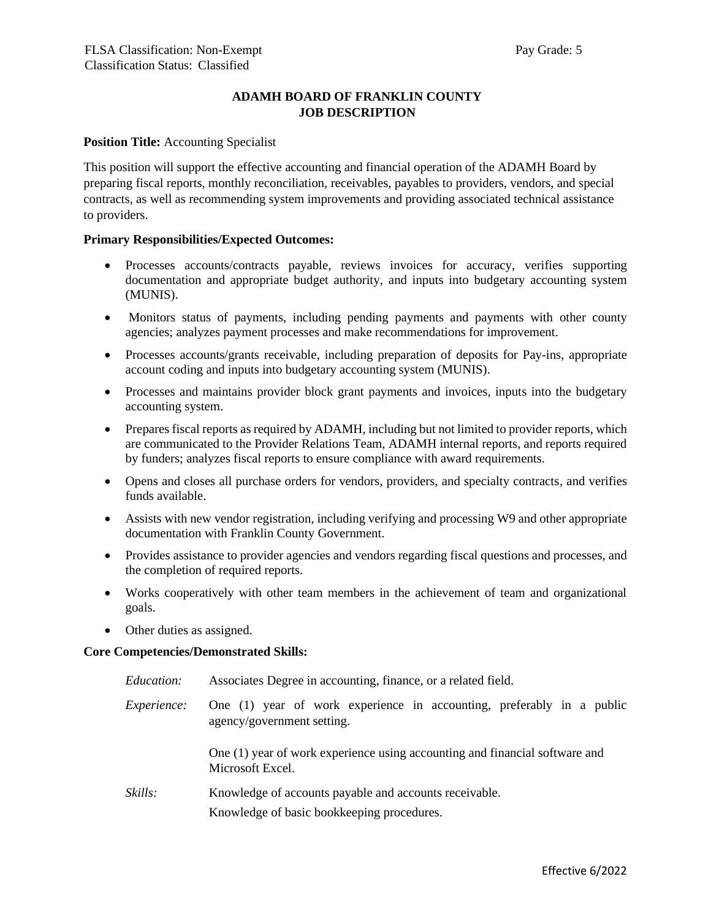FLSA Classification: Non-Exempt  Pay Grade: 5
Classification Status: Classified

# ADAMH BOARD OF FRANKLIN COUNTY
# JOB DESCRIPTION

**Position Title:** Accounting Specialist

This position will support the effective accounting and financial operation of the ADAMH Board by preparing fiscal reports, monthly reconciliation, receivables, payables to providers, vendors, and special contracts, as well as recommending system improvements and providing associated technical assistance to providers.

**Primary Responsibilities/Expected Outcomes:**

- Processes accounts/contracts payable, reviews invoices for accuracy, verifies supporting documentation and appropriate budget authority, and inputs into budgetary accounting system (MUNIS).
- Monitors status of payments, including pending payments and payments with other county agencies; analyzes payment processes and make recommendations for improvement.
- Processes accounts/grants receivable, including preparation of deposits for Pay-ins, appropriate account coding and inputs into budgetary accounting system (MUNIS).
- Processes and maintains provider block grant payments and invoices, inputs into the budgetary accounting system.
- Prepares fiscal reports as required by ADAMH, including but not limited to provider reports, which are communicated to the Provider Relations Team, ADAMH internal reports, and reports required by funders; analyzes fiscal reports to ensure compliance with award requirements.
- Opens and closes all purchase orders for vendors, providers, and specialty contracts, and verifies funds available.
- Assists with new vendor registration, including verifying and processing W9 and other appropriate documentation with Franklin County Government.
- Provides assistance to provider agencies and vendors regarding fiscal questions and processes, and the completion of required reports.
- Works cooperatively with other team members in the achievement of team and organizational goals.
- Other duties as assigned.

**Core Competencies/Demonstrated Skills:**

*Education:* Associates Degree in accounting, finance, or a related field.

*Experience:* One (1) year of work experience in accounting, preferably in a public agency/government setting.

One (1) year of work experience using accounting and financial software and Microsoft Excel.

*Skills:* Knowledge of accounts payable and accounts receivable.

Knowledge of basic bookkeeping procedures.

Effective 6/2022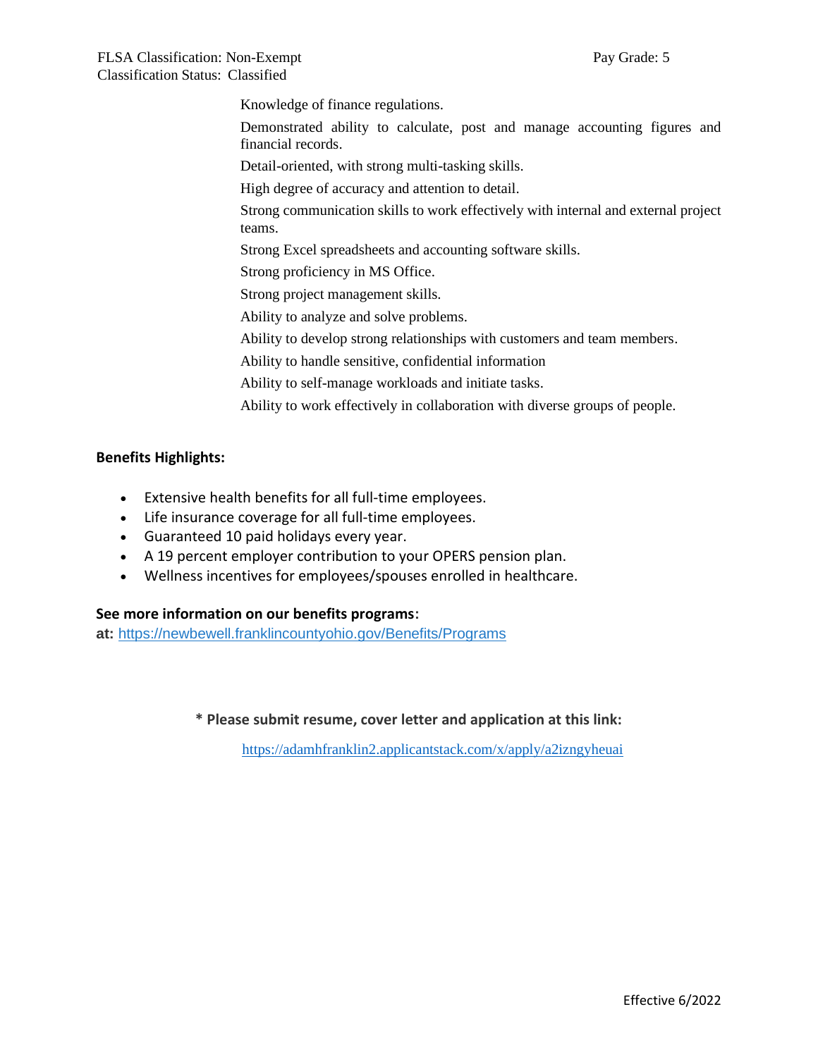Knowledge of finance regulations.

Demonstrated ability to calculate, post and manage accounting figures and financial records.

Detail-oriented, with strong multi-tasking skills.

High degree of accuracy and attention to detail.

Strong communication skills to work effectively with internal and external project teams.

Strong Excel spreadsheets and accounting software skills.

Strong proficiency in MS Office.

Strong project management skills.

Ability to analyze and solve problems.

Ability to develop strong relationships with customers and team members.

Ability to handle sensitive, confidential information

Ability to self-manage workloads and initiate tasks.

Ability to work effectively in collaboration with diverse groups of people.

**Benefits Highlights:**

- Extensive health benefits for all full-time employees.
- Life insurance coverage for all full-time employees.
- Guaranteed 10 paid holidays every year.
- A 19 percent employer contribution to your OPERS pension plan.
- Wellness incentives for employees/spouses enrolled in healthcare.

**See more information on our benefits programs:**
**at:** https://newbewell.franklincountyohio.gov/Benefits/Programs

**\* Please submit resume, cover letter and application at this link:**

https://adamhfranklin2.applicantstack.com/x/apply/a2izngyheuai

Effective 6/2022